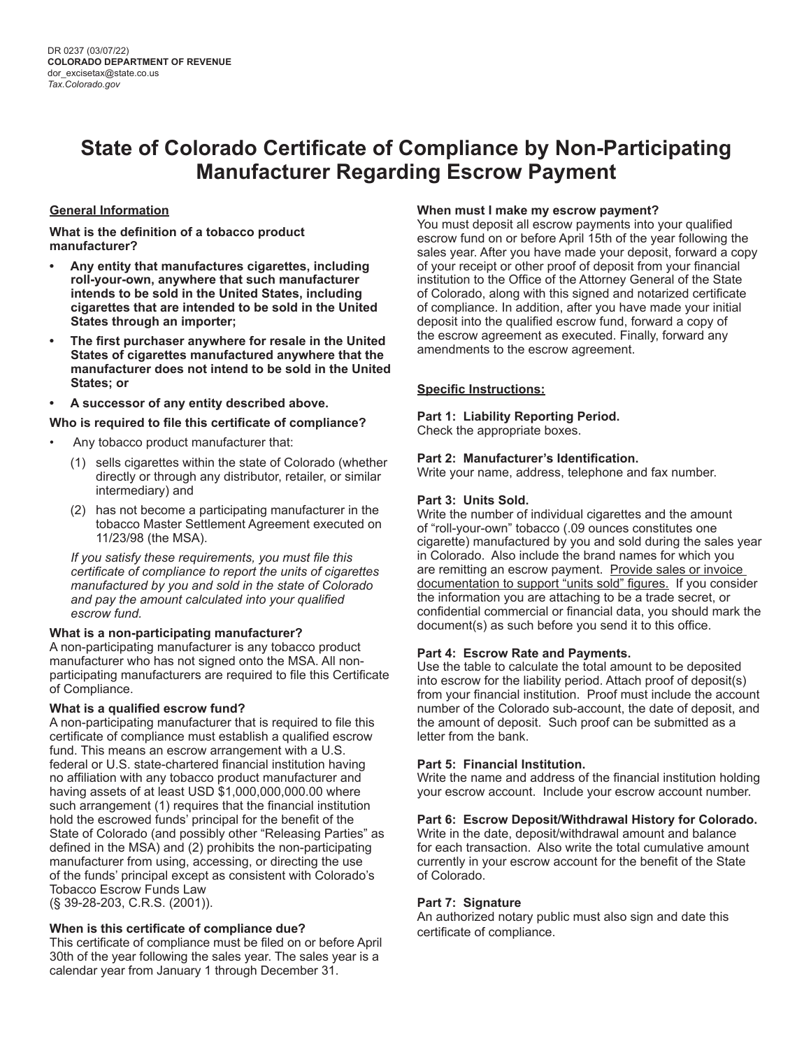DR 0237 (03/07/22)
**COLORADO DEPARTMENT OF REVENUE**
dor_excisetax@state.co.us
*Tax.Colorado.gov*

# State of Colorado Certificate of Compliance by Non-Participating Manufacturer Regarding Escrow Payment

## General Information

**What is the definition of a tobacco product manufacturer?**

- **Any entity that manufactures cigarettes, including roll-your-own, anywhere that such manufacturer intends to be sold in the United States, including cigarettes that are intended to be sold in the United States through an importer;**
- **The first purchaser anywhere for resale in the United States of cigarettes manufactured anywhere that the manufacturer does not intend to be sold in the United States; or**
- **A successor of any entity described above.**

**Who is required to file this certificate of compliance?**

- Any tobacco product manufacturer that:
  (1) sells cigarettes within the state of Colorado (whether directly or through any distributor, retailer, or similar intermediary) and
  (2) has not become a participating manufacturer in the tobacco Master Settlement Agreement executed on 11/23/98 (the MSA).

  *If you satisfy these requirements, you must file this certificate of compliance to report the units of cigarettes manufactured by you and sold in the state of Colorado and pay the amount calculated into your qualified escrow fund.*

**What is a non-participating manufacturer?**
A non-participating manufacturer is any tobacco product manufacturer who has not signed onto the MSA. All non-participating manufacturers are required to file this Certificate of Compliance.

**What is a qualified escrow fund?**
A non-participating manufacturer that is required to file this certificate of compliance must establish a qualified escrow fund. This means an escrow arrangement with a U.S. federal or U.S. state-chartered financial institution having no affiliation with any tobacco product manufacturer and having assets of at least USD $1,000,000,000.00 where such arrangement (1) requires that the financial institution hold the escrowed funds' principal for the benefit of the State of Colorado (and possibly other "Releasing Parties" as defined in the MSA) and (2) prohibits the non-participating manufacturer from using, accessing, or directing the use of the funds' principal except as consistent with Colorado's Tobacco Escrow Funds Law (§ 39-28-203, C.R.S. (2001)).

**When is this certificate of compliance due?**
This certificate of compliance must be filed on or before April 30th of the year following the sales year. The sales year is a calendar year from January 1 through December 31.

**When must I make my escrow payment?**
You must deposit all escrow payments into your qualified escrow fund on or before April 15th of the year following the sales year. After you have made your deposit, forward a copy of your receipt or other proof of deposit from your financial institution to the Office of the Attorney General of the State of Colorado, along with this signed and notarized certificate of compliance. In addition, after you have made your initial deposit into the qualified escrow fund, forward a copy of the escrow agreement as executed. Finally, forward any amendments to the escrow agreement.

## Specific Instructions:

**Part 1: Liability Reporting Period.**
Check the appropriate boxes.

**Part 2: Manufacturer's Identification.**
Write your name, address, telephone and fax number.

**Part 3: Units Sold.**
Write the number of individual cigarettes and the amount of "roll-your-own" tobacco (.09 ounces constitutes one cigarette) manufactured by you and sold during the sales year in Colorado. Also include the brand names for which you are remitting an escrow payment. Provide sales or invoice documentation to support "units sold" figures. If you consider the information you are attaching to be a trade secret, or confidential commercial or financial data, you should mark the document(s) as such before you send it to this office.

**Part 4: Escrow Rate and Payments.**
Use the table to calculate the total amount to be deposited into escrow for the liability period. Attach proof of deposit(s) from your financial institution. Proof must include the account number of the Colorado sub-account, the date of deposit, and the amount of deposit. Such proof can be submitted as a letter from the bank.

**Part 5: Financial Institution.**
Write the name and address of the financial institution holding your escrow account. Include your escrow account number.

**Part 6: Escrow Deposit/Withdrawal History for Colorado.**
Write in the date, deposit/withdrawal amount and balance for each transaction. Also write the total cumulative amount currently in your escrow account for the benefit of the State of Colorado.

**Part 7: Signature**
An authorized notary public must also sign and date this certificate of compliance.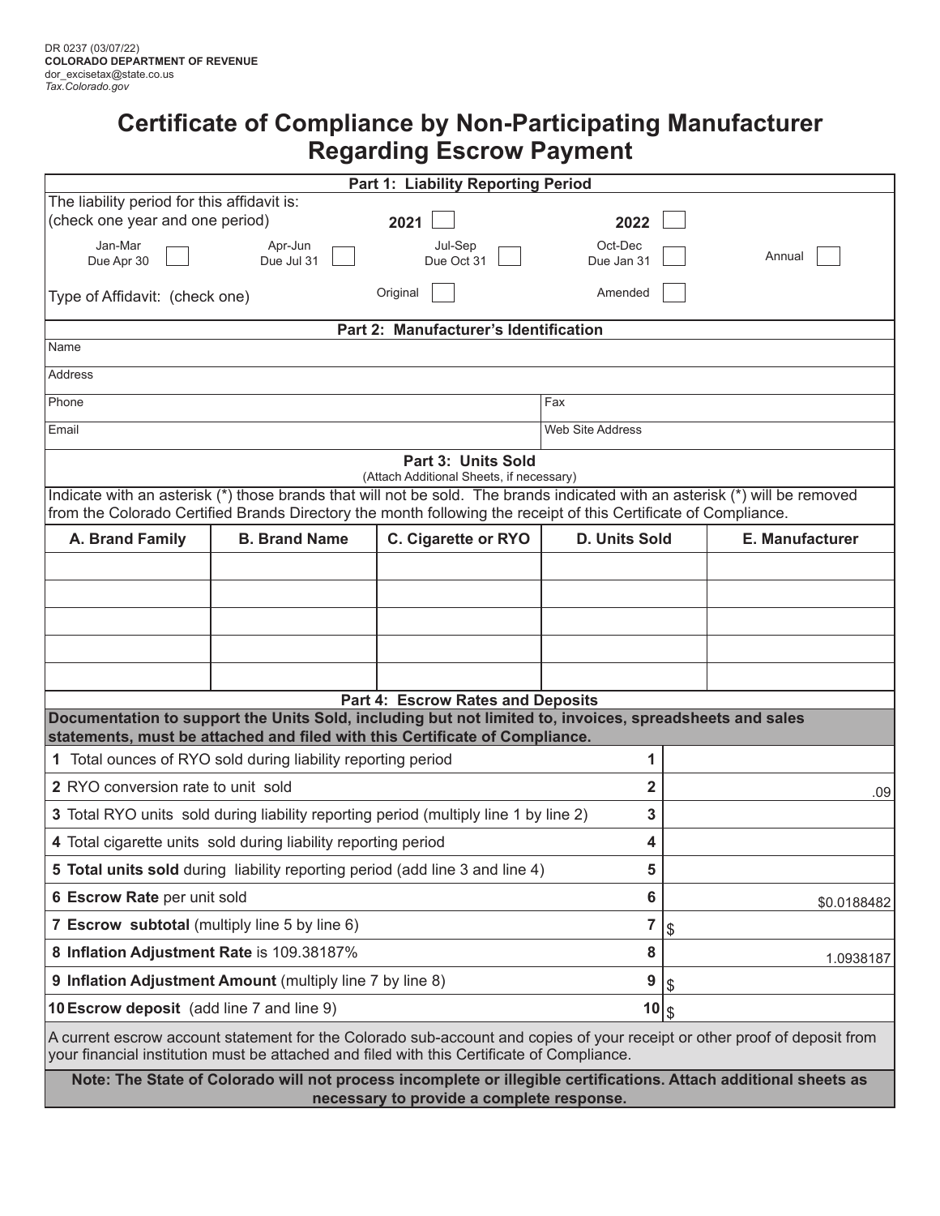DR 0237 (03/07/22)
**COLORADO DEPARTMENT OF REVENUE**
dor_excisetax@state.co.us
*Tax.Colorado.gov*

# Certificate of Compliance by Non-Participating Manufacturer Regarding Escrow Payment

## Part 1: Liability Reporting Period

The liability period for this affidavit is:
(check one year and one period)

2021 ☐ 2022 ☐

| Jan-Mar Due Apr 30 ☐ | Apr-Jun Due Jul 31 ☐ | Jul-Sep Due Oct 31 ☐ | Oct-Dec Due Jan 31 ☐ | Annual ☐ |
|---|---|---|---|---|

Type of Affidavit: (check one) Original ☐ Amended ☐

## Part 2: Manufacturer's Identification

| Name | |
|---|---|
| Address | |
| Phone | Fax |
| Email | Web Site Address |

## Part 3: Units Sold

(Attach Additional Sheets, if necessary)

Indicate with an asterisk (*) those brands that will not be sold. The brands indicated with an asterisk (*) will be removed from the Colorado Certified Brands Directory the month following the receipt of this Certificate of Compliance.

| A. Brand Family | B. Brand Name | C. Cigarette or RYO | D. Units Sold | E. Manufacturer |
|---|---|---|---|---|
| | | | | |
| | | | | |
| | | | | |
| | | | | |
| | | | | |

## Part 4: Escrow Rates and Deposits

**Documentation to support the Units Sold, including but not limited to, invoices, spreadsheets and sales statements, must be attached and filed with this Certificate of Compliance.**

| Line | | | |
|---|---|---|---|
| **1** Total ounces of RYO sold during liability reporting period | 1 | |
| **2** RYO conversion rate to unit sold | 2 | .09 |
| **3** Total RYO units sold during liability reporting period (multiply line 1 by line 2) | 3 | |
| **4** Total cigarette units sold during liability reporting period | 4 | |
| **5 Total units sold** during liability reporting period (add line 3 and line 4) | 5 | |
| **6 Escrow Rate** per unit sold | 6 | $0.0188482 |
| **7 Escrow subtotal** (multiply line 5 by line 6) | 7 | $ |
| **8 Inflation Adjustment Rate** is 109.38187% | 8 | 1.0938187 |
| **9 Inflation Adjustment Amount** (multiply line 7 by line 8) | 9 | $ |
| **10 Escrow deposit** (add line 7 and line 9) | 10 | $ |

A current escrow account statement for the Colorado sub-account and copies of your receipt or other proof of deposit from your financial institution must be attached and filed with this Certificate of Compliance.

**Note: The State of Colorado will not process incomplete or illegible certifications. Attach additional sheets as necessary to provide a complete response.**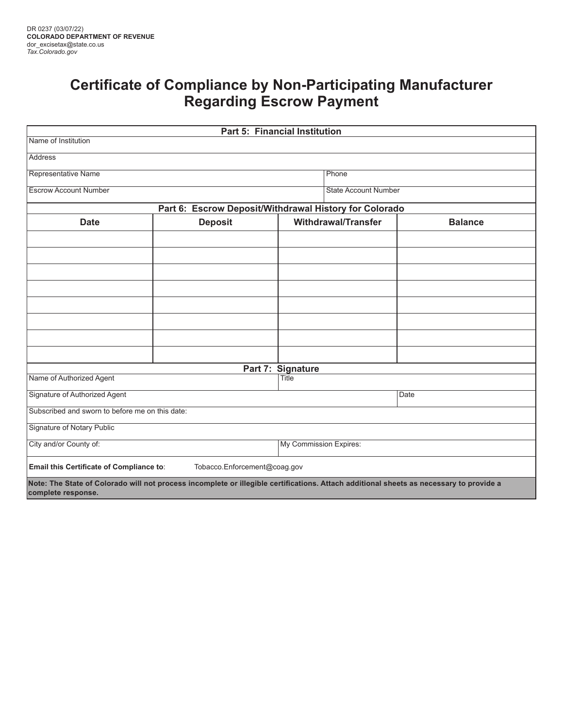DR 0237 (03/07/22)
**COLORADO DEPARTMENT OF REVENUE**
dor_excisetax@state.co.us
*Tax.Colorado.gov*

# Certificate of Compliance by Non-Participating Manufacturer Regarding Escrow Payment

## Part 5: Financial Institution

| | |
|---|---|
| Name of Institution | |
| Address | |
| Representative Name | Phone |
| Escrow Account Number | State Account Number |

## Part 6: Escrow Deposit/Withdrawal History for Colorado

| Date | Deposit | Withdrawal/Transfer | Balance |
|---|---|---|---|
| | | | |
| | | | |
| | | | |
| | | | |
| | | | |
| | | | |
| | | | |
| | | | |

## Part 7: Signature

| | |
|---|---|
| Name of Authorized Agent | Title |
| Signature of Authorized Agent | Date |
| Subscribed and sworn to before me on this date: | |
| Signature of Notary Public | |
| City and/or County of: | My Commission Expires: |

**Email this Certificate of Compliance to**: Tobacco.Enforcement@coag.gov

**Note: The State of Colorado will not process incomplete or illegible certifications. Attach additional sheets as necessary to provide a complete response.**